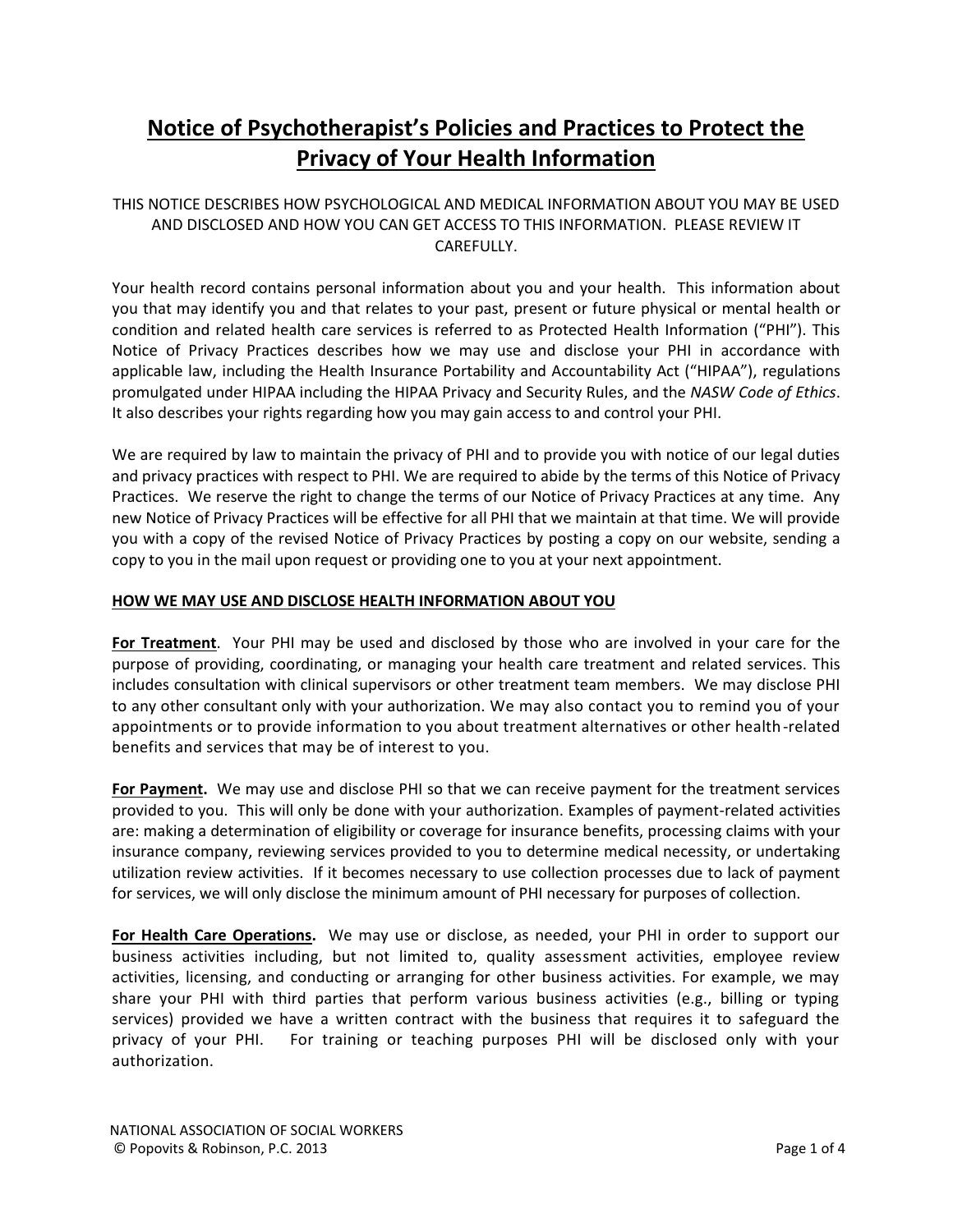# Notice of Psychotherapist's Policies and Practices to Protect the Privacy of Your Health Information

THIS NOTICE DESCRIBES HOW PSYCHOLOGICAL AND MEDICAL INFORMATION ABOUT YOU MAY BE USED AND DISCLOSED AND HOW YOU CAN GET ACCESS TO THIS INFORMATION. PLEASE REVIEW IT CAREFULLY.

Your health record contains personal information about you and your health. This information about you that may identify you and that relates to your past, present or future physical or mental health or condition and related health care services is referred to as Protected Health Information ("PHI"). This Notice of Privacy Practices describes how we may use and disclose your PHI in accordance with applicable law, including the Health Insurance Portability and Accountability Act ("HIPAA"), regulations promulgated under HIPAA including the HIPAA Privacy and Security Rules, and the *NASW Code of Ethics*. It also describes your rights regarding how you may gain access to and control your PHI.

We are required by law to maintain the privacy of PHI and to provide you with notice of our legal duties and privacy practices with respect to PHI. We are required to abide by the terms of this Notice of Privacy Practices. We reserve the right to change the terms of our Notice of Privacy Practices at any time. Any new Notice of Privacy Practices will be effective for all PHI that we maintain at that time. We will provide you with a copy of the revised Notice of Privacy Practices by posting a copy on our website, sending a copy to you in the mail upon request or providing one to you at your next appointment.

## HOW WE MAY USE AND DISCLOSE HEALTH INFORMATION ABOUT YOU

**For Treatment**. Your PHI may be used and disclosed by those who are involved in your care for the purpose of providing, coordinating, or managing your health care treatment and related services. This includes consultation with clinical supervisors or other treatment team members. We may disclose PHI to any other consultant only with your authorization. We may also contact you to remind you of your appointments or to provide information to you about treatment alternatives or other health-related benefits and services that may be of interest to you.

**For Payment.** We may use and disclose PHI so that we can receive payment for the treatment services provided to you. This will only be done with your authorization. Examples of payment-related activities are: making a determination of eligibility or coverage for insurance benefits, processing claims with your insurance company, reviewing services provided to you to determine medical necessity, or undertaking utilization review activities. If it becomes necessary to use collection processes due to lack of payment for services, we will only disclose the minimum amount of PHI necessary for purposes of collection.

**For Health Care Operations.** We may use or disclose, as needed, your PHI in order to support our business activities including, but not limited to, quality assessment activities, employee review activities, licensing, and conducting or arranging for other business activities. For example, we may share your PHI with third parties that perform various business activities (e.g., billing or typing services) provided we have a written contract with the business that requires it to safeguard the privacy of your PHI. For training or teaching purposes PHI will be disclosed only with your authorization.

NATIONAL ASSOCIATION OF SOCIAL WORKERS
© Popovits & Robinson, P.C. 2013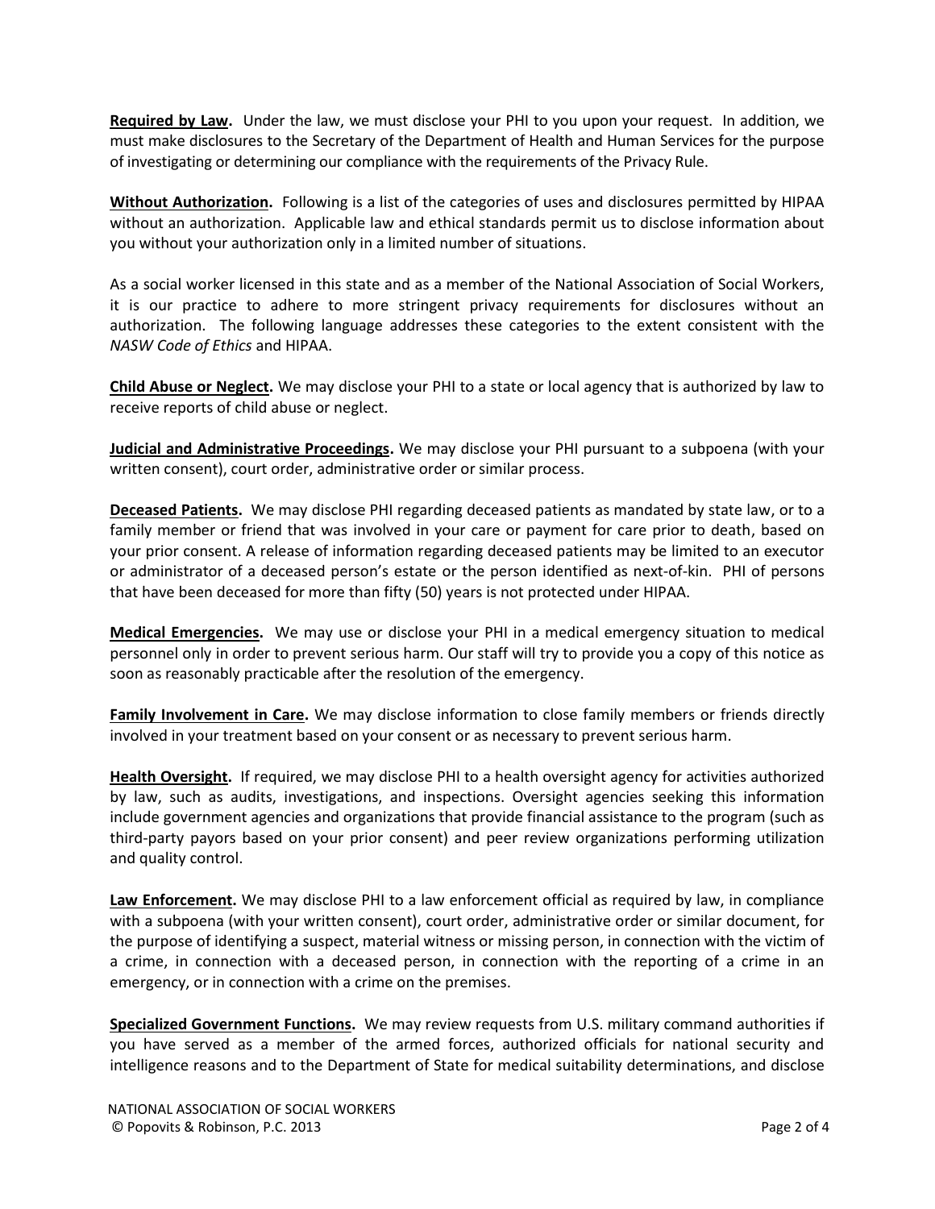**Required by Law.** Under the law, we must disclose your PHI to you upon your request. In addition, we must make disclosures to the Secretary of the Department of Health and Human Services for the purpose of investigating or determining our compliance with the requirements of the Privacy Rule.

**Without Authorization.** Following is a list of the categories of uses and disclosures permitted by HIPAA without an authorization. Applicable law and ethical standards permit us to disclose information about you without your authorization only in a limited number of situations.

As a social worker licensed in this state and as a member of the National Association of Social Workers, it is our practice to adhere to more stringent privacy requirements for disclosures without an authorization. The following language addresses these categories to the extent consistent with the *NASW Code of Ethics* and HIPAA.

**Child Abuse or Neglect.** We may disclose your PHI to a state or local agency that is authorized by law to receive reports of child abuse or neglect.

**Judicial and Administrative Proceedings.** We may disclose your PHI pursuant to a subpoena (with your written consent), court order, administrative order or similar process.

**Deceased Patients.** We may disclose PHI regarding deceased patients as mandated by state law, or to a family member or friend that was involved in your care or payment for care prior to death, based on your prior consent. A release of information regarding deceased patients may be limited to an executor or administrator of a deceased person's estate or the person identified as next-of-kin. PHI of persons that have been deceased for more than fifty (50) years is not protected under HIPAA.

**Medical Emergencies.** We may use or disclose your PHI in a medical emergency situation to medical personnel only in order to prevent serious harm. Our staff will try to provide you a copy of this notice as soon as reasonably practicable after the resolution of the emergency.

**Family Involvement in Care.** We may disclose information to close family members or friends directly involved in your treatment based on your consent or as necessary to prevent serious harm.

**Health Oversight.** If required, we may disclose PHI to a health oversight agency for activities authorized by law, such as audits, investigations, and inspections. Oversight agencies seeking this information include government agencies and organizations that provide financial assistance to the program (such as third-party payors based on your prior consent) and peer review organizations performing utilization and quality control.

**Law Enforcement.** We may disclose PHI to a law enforcement official as required by law, in compliance with a subpoena (with your written consent), court order, administrative order or similar document, for the purpose of identifying a suspect, material witness or missing person, in connection with the victim of a crime, in connection with a deceased person, in connection with the reporting of a crime in an emergency, or in connection with a crime on the premises.

**Specialized Government Functions.** We may review requests from U.S. military command authorities if you have served as a member of the armed forces, authorized officials for national security and intelligence reasons and to the Department of State for medical suitability determinations, and disclose

NATIONAL ASSOCIATION OF SOCIAL WORKERS
© Popovits & Robinson, P.C. 2013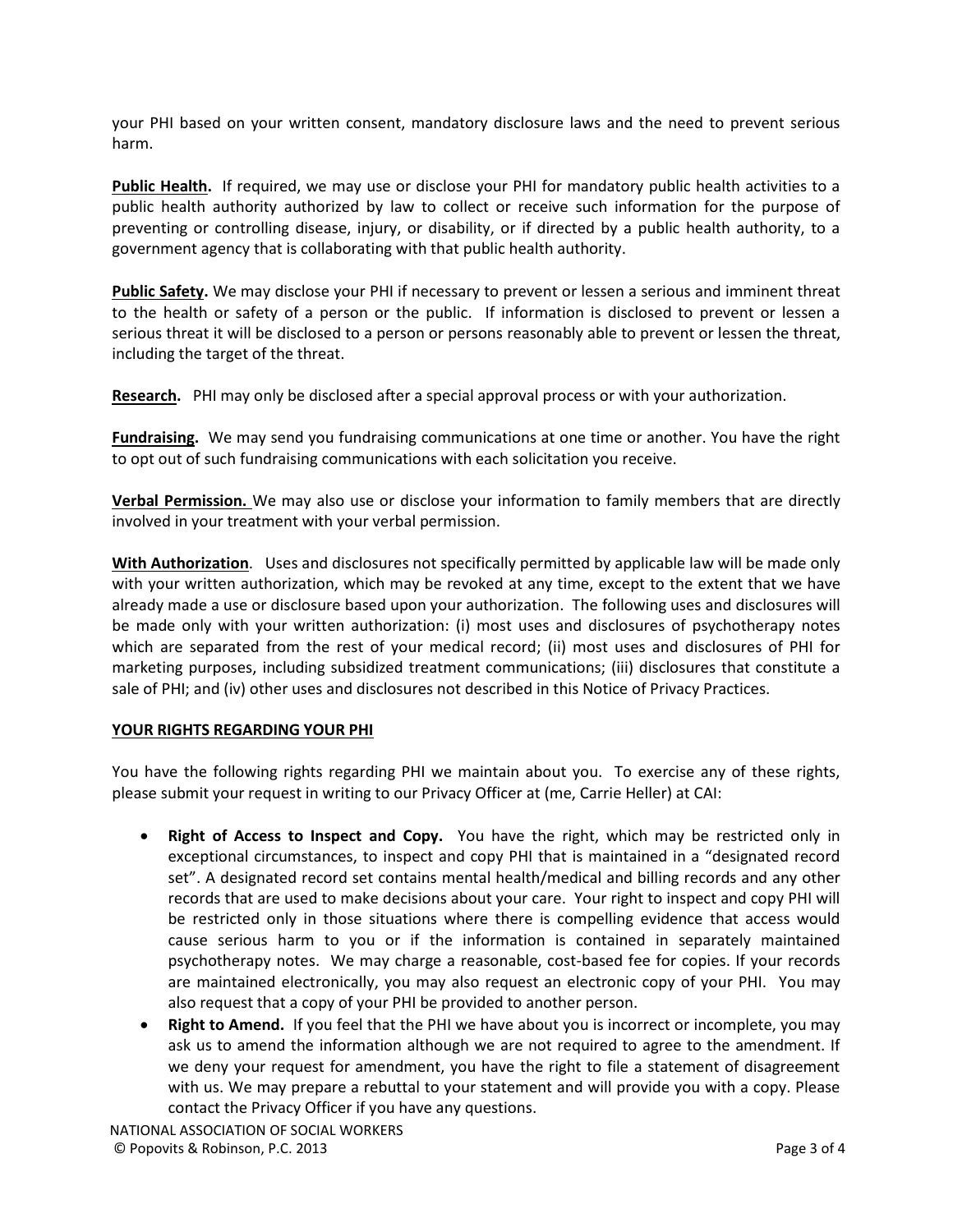your PHI based on your written consent, mandatory disclosure laws and the need to prevent serious harm.

**Public Health.** If required, we may use or disclose your PHI for mandatory public health activities to a public health authority authorized by law to collect or receive such information for the purpose of preventing or controlling disease, injury, or disability, or if directed by a public health authority, to a government agency that is collaborating with that public health authority.

**Public Safety.** We may disclose your PHI if necessary to prevent or lessen a serious and imminent threat to the health or safety of a person or the public. If information is disclosed to prevent or lessen a serious threat it will be disclosed to a person or persons reasonably able to prevent or lessen the threat, including the target of the threat.

**Research.** PHI may only be disclosed after a special approval process or with your authorization.

**Fundraising.** We may send you fundraising communications at one time or another. You have the right to opt out of such fundraising communications with each solicitation you receive.

**Verbal Permission.** We may also use or disclose your information to family members that are directly involved in your treatment with your verbal permission.

**With Authorization**. Uses and disclosures not specifically permitted by applicable law will be made only with your written authorization, which may be revoked at any time, except to the extent that we have already made a use or disclosure based upon your authorization. The following uses and disclosures will be made only with your written authorization: (i) most uses and disclosures of psychotherapy notes which are separated from the rest of your medical record; (ii) most uses and disclosures of PHI for marketing purposes, including subsidized treatment communications; (iii) disclosures that constitute a sale of PHI; and (iv) other uses and disclosures not described in this Notice of Privacy Practices.

**YOUR RIGHTS REGARDING YOUR PHI**

You have the following rights regarding PHI we maintain about you. To exercise any of these rights, please submit your request in writing to our Privacy Officer at (me, Carrie Heller) at CAI:

- **Right of Access to Inspect and Copy.** You have the right, which may be restricted only in exceptional circumstances, to inspect and copy PHI that is maintained in a "designated record set". A designated record set contains mental health/medical and billing records and any other records that are used to make decisions about your care. Your right to inspect and copy PHI will be restricted only in those situations where there is compelling evidence that access would cause serious harm to you or if the information is contained in separately maintained psychotherapy notes. We may charge a reasonable, cost-based fee for copies. If your records are maintained electronically, you may also request an electronic copy of your PHI. You may also request that a copy of your PHI be provided to another person.
- **Right to Amend.** If you feel that the PHI we have about you is incorrect or incomplete, you may ask us to amend the information although we are not required to agree to the amendment. If we deny your request for amendment, you have the right to file a statement of disagreement with us. We may prepare a rebuttal to your statement and will provide you with a copy. Please contact the Privacy Officer if you have any questions.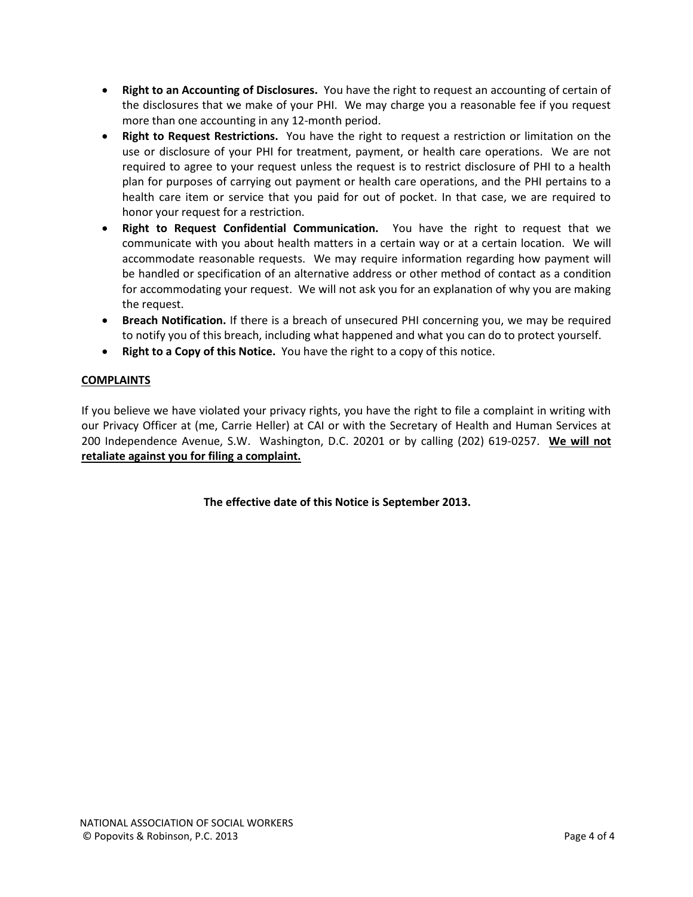- **Right to an Accounting of Disclosures.** You have the right to request an accounting of certain of the disclosures that we make of your PHI. We may charge you a reasonable fee if you request more than one accounting in any 12-month period.
- **Right to Request Restrictions.** You have the right to request a restriction or limitation on the use or disclosure of your PHI for treatment, payment, or health care operations. We are not required to agree to your request unless the request is to restrict disclosure of PHI to a health plan for purposes of carrying out payment or health care operations, and the PHI pertains to a health care item or service that you paid for out of pocket. In that case, we are required to honor your request for a restriction.
- **Right to Request Confidential Communication.** You have the right to request that we communicate with you about health matters in a certain way or at a certain location. We will accommodate reasonable requests. We may require information regarding how payment will be handled or specification of an alternative address or other method of contact as a condition for accommodating your request. We will not ask you for an explanation of why you are making the request.
- **Breach Notification.** If there is a breach of unsecured PHI concerning you, we may be required to notify you of this breach, including what happened and what you can do to protect yourself.
- **Right to a Copy of this Notice.** You have the right to a copy of this notice.

## COMPLAINTS

If you believe we have violated your privacy rights, you have the right to file a complaint in writing with our Privacy Officer at (me, Carrie Heller) at CAI or with the Secretary of Health and Human Services at 200 Independence Avenue, S.W. Washington, D.C. 20201 or by calling (202) 619-0257. **We will not retaliate against you for filing a complaint.**

**The effective date of this Notice is September 2013.**

NATIONAL ASSOCIATION OF SOCIAL WORKERS
© Popovits & Robinson, P.C. 2013